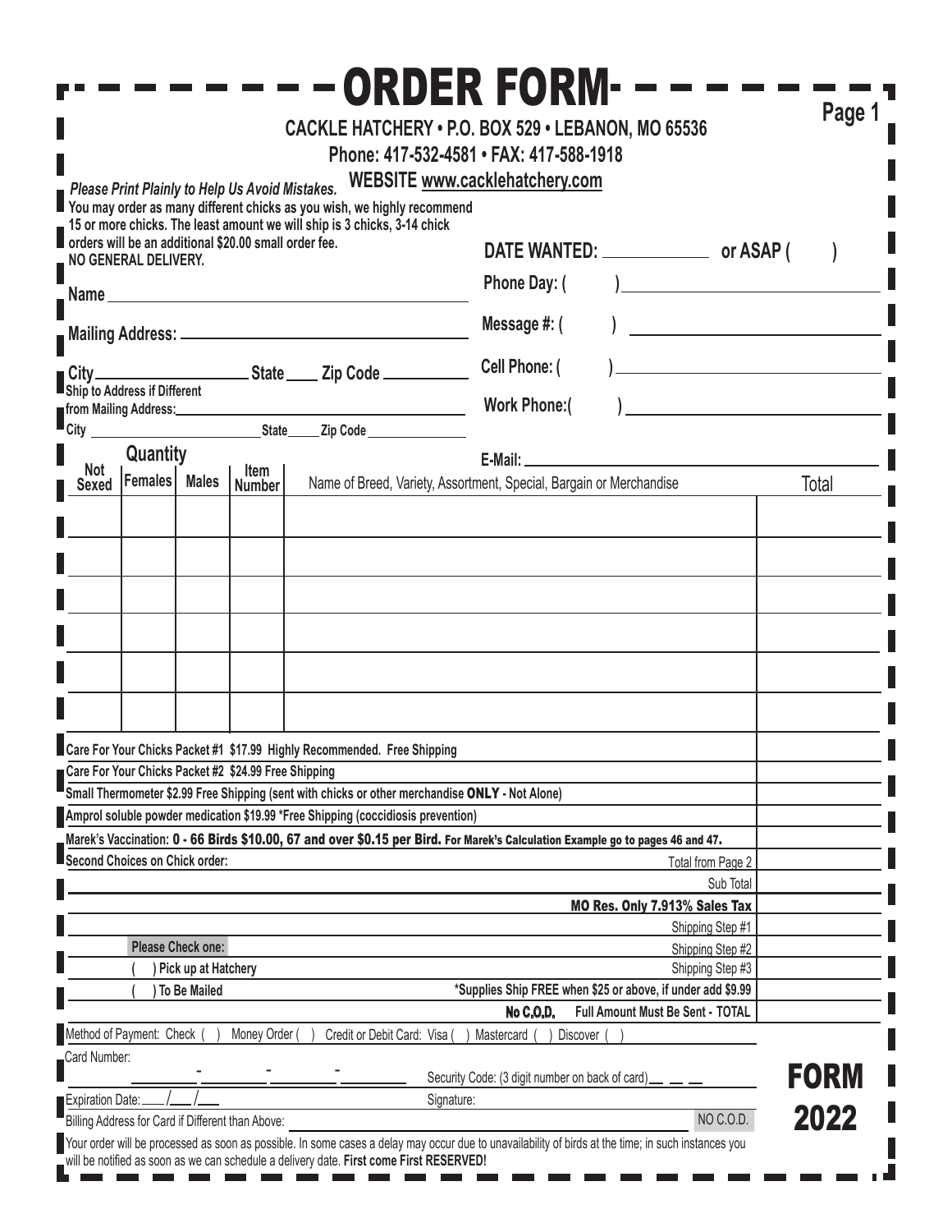# ORDER FORM

**Page 1**

**CACKLE HATCHERY • P.O. BOX 529 • LEBANON, MO 65536**

**Phone: 417-532-4581 • FAX: 417-588-1918**

***Please Print Plainly to Help Us Avoid Mistakes.*** **WEBSITE www.cacklehatchery.com**

**You may order as many different chicks as you wish, we highly recommend 15 or more chicks. The least amount we will ship is 3 chicks, 3-14 chick orders will be an additional $20.00 small order fee.**

**NO GENERAL DELIVERY.**

**DATE WANTED:** ____________ **or ASAP (** **)**

**Name** ______________________________

**Phone Day: (** **)** ______________________

**Mailing Address:** ______________________________

**Message #: (** **)** ______________________

**City** ____________ **State** ____ **Zip Code** __________

**Cell Phone: (** **)** ______________________

**Ship to Address if Different from Mailing Address:** ______________________________

**Work Phone:(** **)** ______________________

**City** ____________ **State** ____ **Zip Code** __________

**E-Mail:** ______________________________

| Quantity | | | | | |
|---|---|---|---|---|---|
| **Not Sexed** | **Females** | **Males** | **Item Number** | Name of Breed, Variety, Assortment, Special, Bargain or Merchandise | Total |
| | | | | | |
| | | | | | |
| | | | | | |
| | | | | | |
| | | | | | |
| | | | | | |
| | | | | | |

| | |
|---|---|
| **Care For Your Chicks Packet #1 $17.99 Highly Recommended. Free Shipping** | |
| **Care For Your Chicks Packet #2 $24.99 Free Shipping** | |
| **Small Thermometer $2.99 Free Shipping (sent with chicks or other merchandise ONLY - Not Alone)** | |
| **Amprol soluble powder medication $19.99 *Free Shipping (coccidiosis prevention)** | |
| **Marek's Vaccination: 0 - 66 Birds $10.00, 67 and over $0.15 per Bird. For Marek's Calculation Example go to pages 46 and 47.** | |
| **Second Choices on Chick order:** Total from Page 2 | |
| Sub Total | |
| **MO Res. Only 7.913% Sales Tax** | |
| Shipping Step #1 | |
| **Please Check one:** Shipping Step #2 | |
| **( ) Pick up at Hatchery** Shipping Step #3 | |
| **( ) To Be Mailed** **\*Supplies Ship FREE when $25 or above, if under add $9.99** | |
| **No C.O.D.** **Full Amount Must Be Sent - TOTAL** | |

Method of Payment: Check ( ) Money Order ( ) Credit or Debit Card: Visa ( ) Mastercard ( ) Discover ( )

Card Number: ________ - ________ - ________ - ________ Security Code: (3 digit number on back of card) _ _ _

Expiration Date: ___/___/___ Signature:

Billing Address for Card if Different than Above: ______________________________ NO C.O.D.

Your order will be processed as soon as possible. In some cases a delay may occur due to unavailability of birds at the time; in such instances you will be notified as soon as we can schedule a delivery date. **First come First RESERVED!**

**FORM 2022**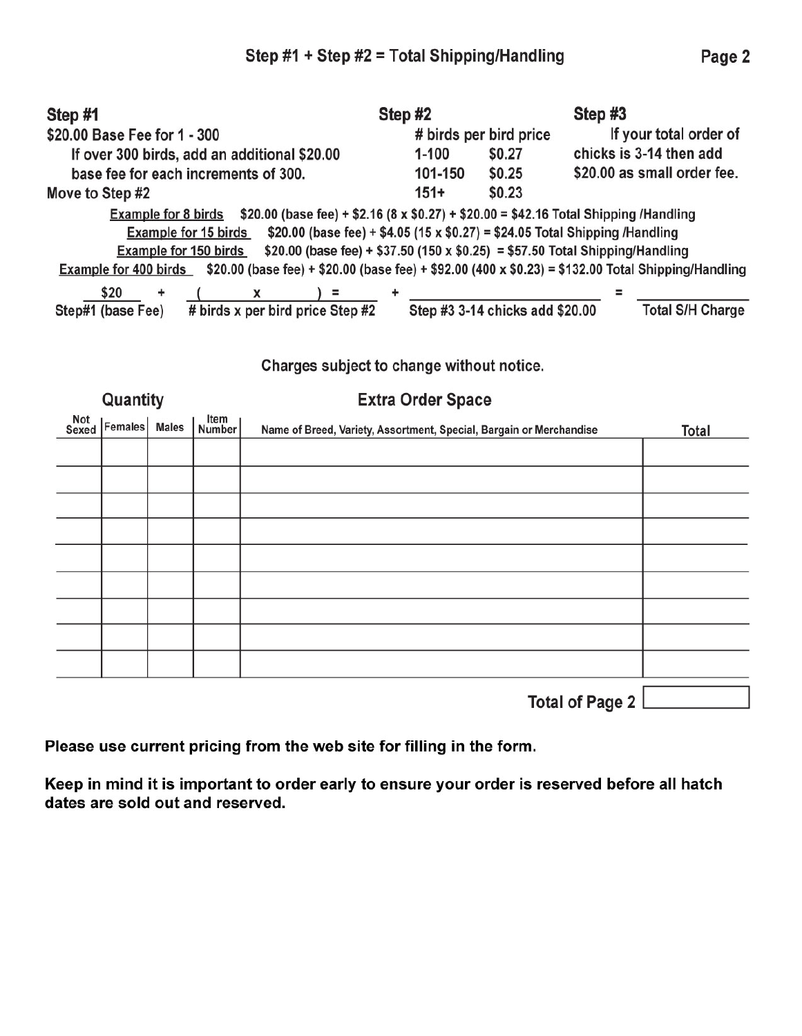## Step #1 + Step #2 = Total Shipping/Handling

**Step #1**

$20.00 Base Fee for 1 - 300

If over 300 birds, add an additional $20.00 base fee for each increments of 300.

Move to Step #2

**Step #2**

| # birds | per bird price |
|---|---|
| 1-100 | $0.27 |
| 101-150 | $0.25 |
| 151+ | $0.23 |

**Step #3**

If your total order of chicks is 3-14 then add $20.00 as small order fee.

Example for 8 birds  $20.00 (base fee) + $2.16 (8 x $0.27) + $20.00 = $42.16 Total Shipping /Handling

Example for 15 birds  $20.00 (base fee) + $4.05 (15 x $0.27) = $24.05 Total Shipping /Handling

Example for 150 birds  $20.00 (base fee) + $37.50 (150 x $0.25) = $57.50 Total Shipping/Handling

Example for 400 birds  $20.00 (base fee) + $20.00 (base fee) + $92.00 (400 x $0.23) = $132.00 Total Shipping/Handling

$20 + ( ____ x ____ ) = ____ + ____________ = ____________

Step#1 (base Fee) + # birds x per bird price Step #2 + Step #3 3-14 chicks add $20.00 = Total S/H Charge

Charges subject to change without notice.

## Extra Order Space

| Quantity | | | | | |
|---|---|---|---|---|---|
| Not Sexed | Females | Males | Item Number | Name of Breed, Variety, Assortment, Special, Bargain or Merchandise | Total |
| | | | | | |
| | | | | | |
| | | | | | |
| | | | | | |
| | | | | | |
| | | | | | |
| | | | | | |
| | | | | | |
| | | | | | |

Total of Page 2 ____________

**Please use current pricing from the web site for filling in the form.**

**Keep in mind it is important to order early to ensure your order is reserved before all hatch dates are sold out and reserved.**